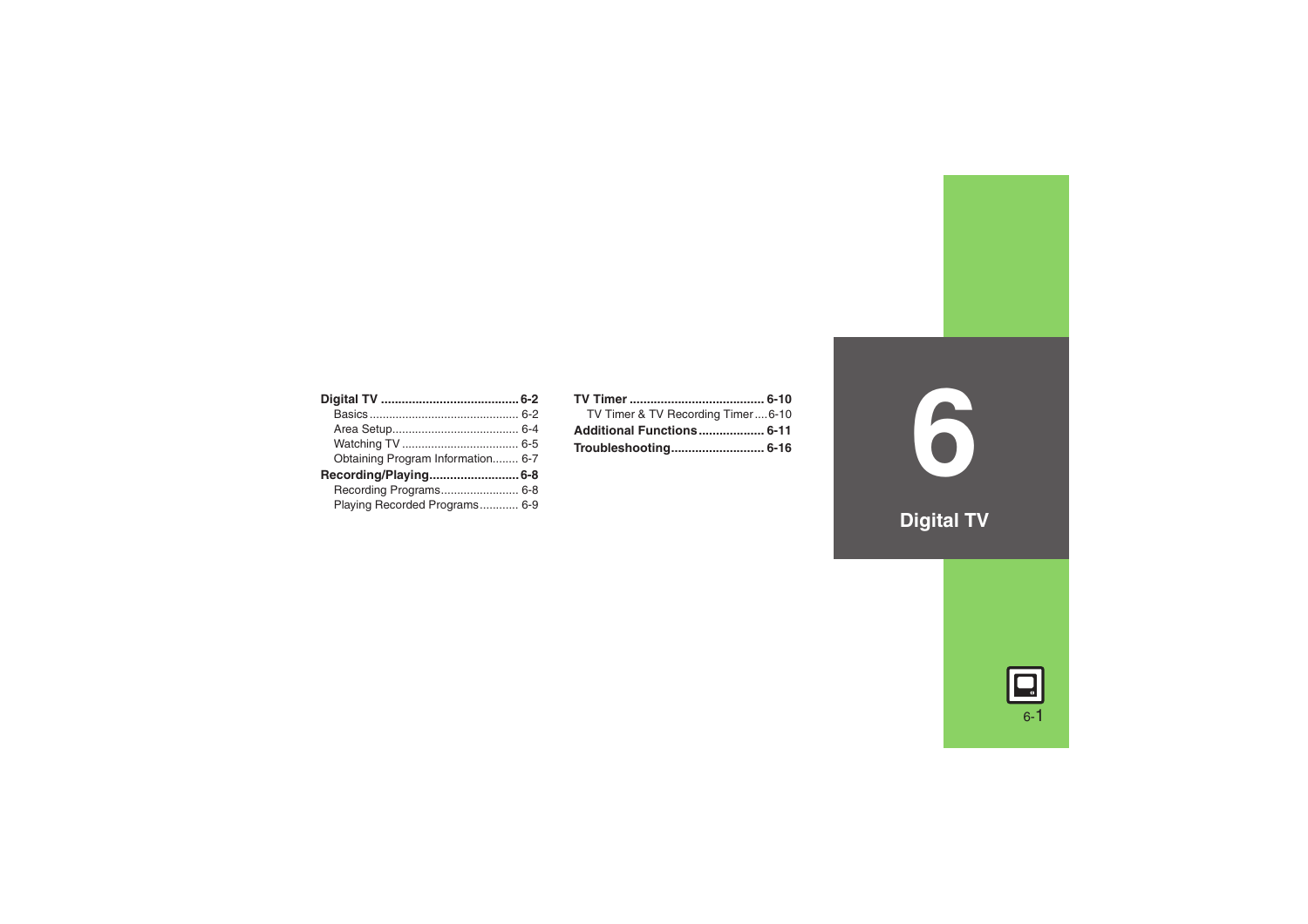# 6 Digital TV

**Digital TV** .......................................... 6-2
- Basics .......................................... 6-2
- Area Setup .......................................... 6-4
- Watching TV .......................................... 6-5
- Obtaining Program Information .......................................... 6-7

**Recording/Playing** .......................................... 6-8
- Recording Programs .......................................... 6-8
- Playing Recorded Programs .......................................... 6-9

**TV Timer** .......................................... 6-10
- TV Timer & TV Recording Timer .......................................... 6-10

**Additional Functions** .......................................... 6-11

**Troubleshooting** .......................................... 6-16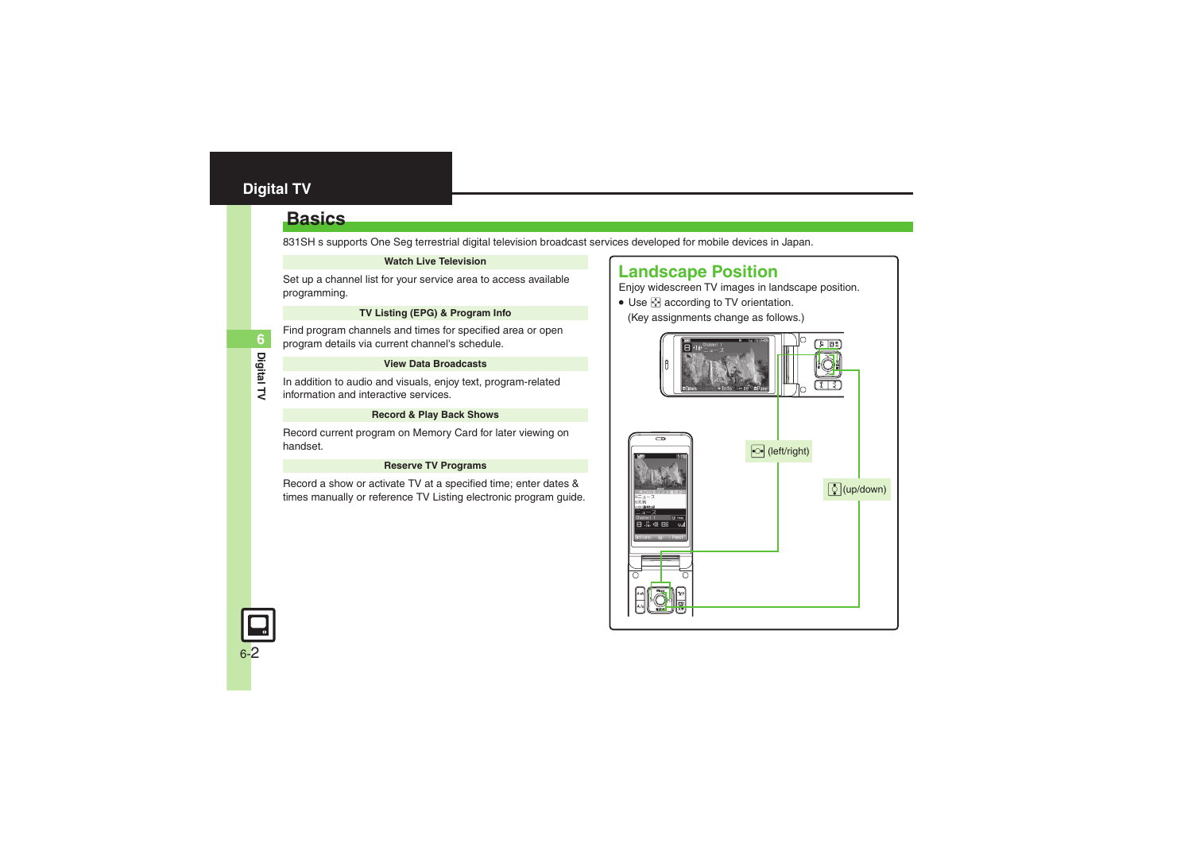# Digital TV

## Basics

831SH s supports One Seg terrestrial digital television broadcast services developed for mobile devices in Japan.

**Watch Live Television**

Set up a channel list for your service area to access available programming.

**TV Listing (EPG) & Program Info**

Find program channels and times for specified area or open program details via current channel's schedule.

**View Data Broadcasts**

In addition to audio and visuals, enjoy text, program-related information and interactive services.

**Record & Play Back Shows**

Record current program on Memory Card for later viewing on handset.

**Reserve TV Programs**

Record a show or activate TV at a specified time; enter dates & times manually or reference TV Listing electronic program guide.

### Landscape Position

Enjoy widescreen TV images in landscape position.

- Use according to TV orientation.
  (Key assignments change as follows.)

(left/right)

(up/down)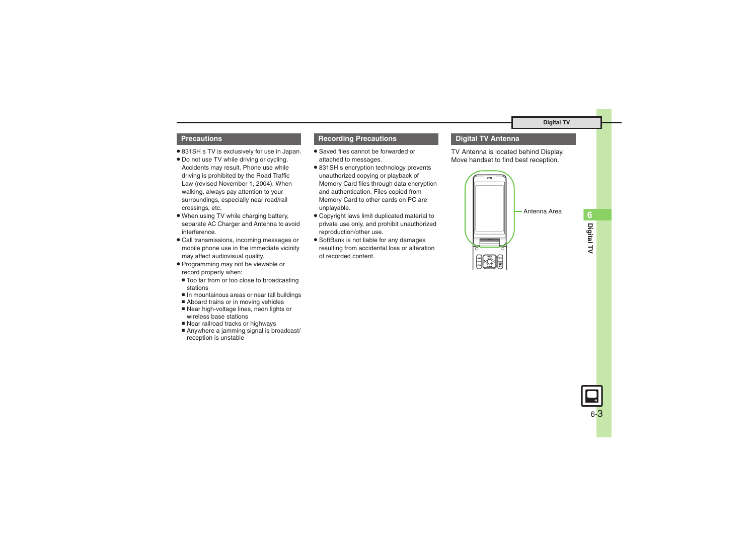## Precautions

- 831SH s TV is exclusively for use in Japan.
- Do not use TV while driving or cycling. Accidents may result. Phone use while driving is prohibited by the Road Traffic Law (revised November 1, 2004). When walking, always pay attention to your surroundings, especially near road/rail crossings, etc.
- When using TV while charging battery, separate AC Charger and Antenna to avoid interference.
- Call transmissions, incoming messages or mobile phone use in the immediate vicinity may affect audiovisual quality.
- Programming may not be viewable or record properly when:
  - Too far from or too close to broadcasting stations
  - In mountainous areas or near tall buildings
  - Aboard trains or in moving vehicles
  - Near high-voltage lines, neon lights or wireless base stations
  - Near railroad tracks or highways
  - Anywhere a jamming signal is broadcast/ reception is unstable

## Recording Precautions

- Saved files cannot be forwarded or attached to messages.
- 831SH s encryption technology prevents unauthorized copying or playback of Memory Card files through data encryption and authentication. Files copied from Memory Card to other cards on PC are unplayable.
- Copyright laws limit duplicated material to private use only, and prohibit unauthorized reproduction/other use.
- SoftBank is not liable for any damages resulting from accidental loss or alteration of recorded content.

## Digital TV Antenna

TV Antenna is located behind Display. Move handset to find best reception.

Antenna Area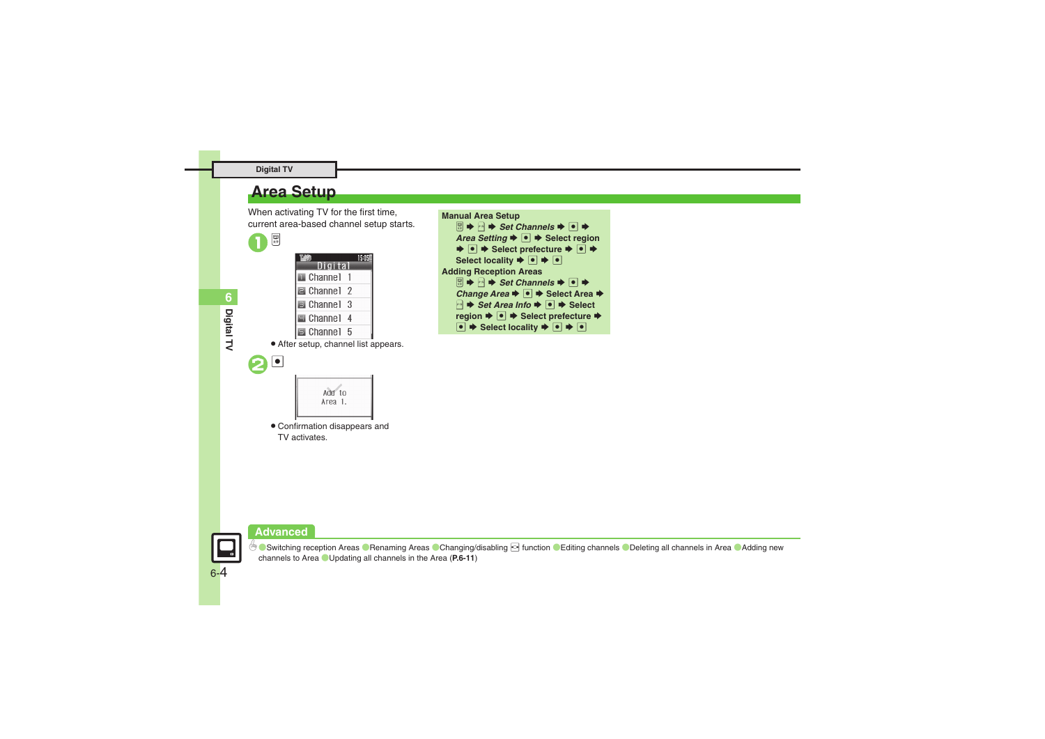# Area Setup

When activating TV for the first time, current area-based channel setup starts.

**1** 

- After setup, channel list appears.

**2** ●

- Confirmation disappears and TV activates.

**Manual Area Setup**

→ → *Set Channels* → ● → *Area Setting* → ● → Select region → ● → Select prefecture → ● → Select locality → ● → ●

**Adding Reception Areas**

→ → *Set Channels* → ● → *Change Area* → ● → Select Area → → *Set Area Info* → ● → Select region → ● → Select prefecture → ● → Select locality → ● → ●

## Advanced

Switching reception Areas · Renaming Areas · Changing/disabling function · Editing channels · Deleting all channels in Area · Adding new channels to Area · Updating all channels in the Area (**P.6-11**)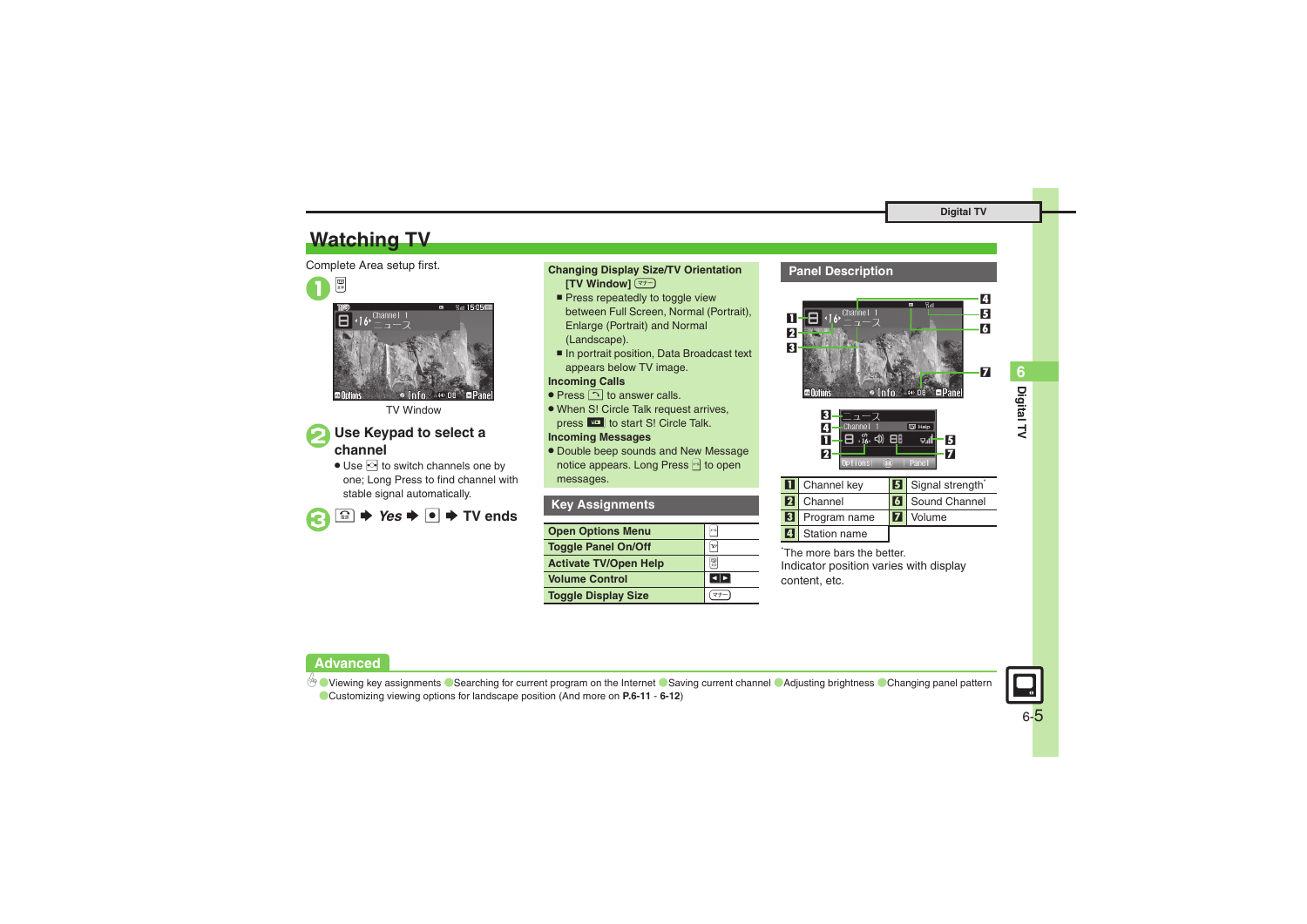# Watching TV

Complete Area setup first.

**1** [TV key]

TV Window

**2** **Use Keypad to select a channel**

- Use [key] to switch channels one by one; Long Press to find channel with stable signal automatically.

**3** [key] ➡ *Yes* ➡ [●] ➡ **TV ends**

**Changing Display Size/TV Orientation [TV Window] [マナー]**

- Press repeatedly to toggle view between Full Screen, Normal (Portrait), Enlarge (Portrait) and Normal (Landscape).
- In portrait position, Data Broadcast text appears below TV image.

**Incoming Calls**

- Press [key] to answer calls.
- When S! Circle Talk request arrives, press [key] to start S! Circle Talk.

**Incoming Messages**

- Double beep sounds and New Message notice appears. Long Press [key] to open messages.

## Key Assignments

| | |
|---|---|
| **Open Options Menu** | [key] |
| **Toggle Panel On/Off** | [key] |
| **Activate TV/Open Help** | [key] |
| **Volume Control** | [◀▶] |
| **Toggle Display Size** | [マナー] |

## Panel Description

| | | | |
|---|---|---|---|
| 1 | Channel key | 5 | Signal strength* |
| 2 | Channel | 6 | Sound Channel |
| 3 | Program name | 7 | Volume |
| 4 | Station name | | |

*The more bars the better.

Indicator position varies with display content, etc.

## Advanced

Viewing key assignments ● Searching for current program on the Internet ● Saving current channel ● Adjusting brightness ● Changing panel pattern ● Customizing viewing options for landscape position (And more on **P.6-11** - **6-12**)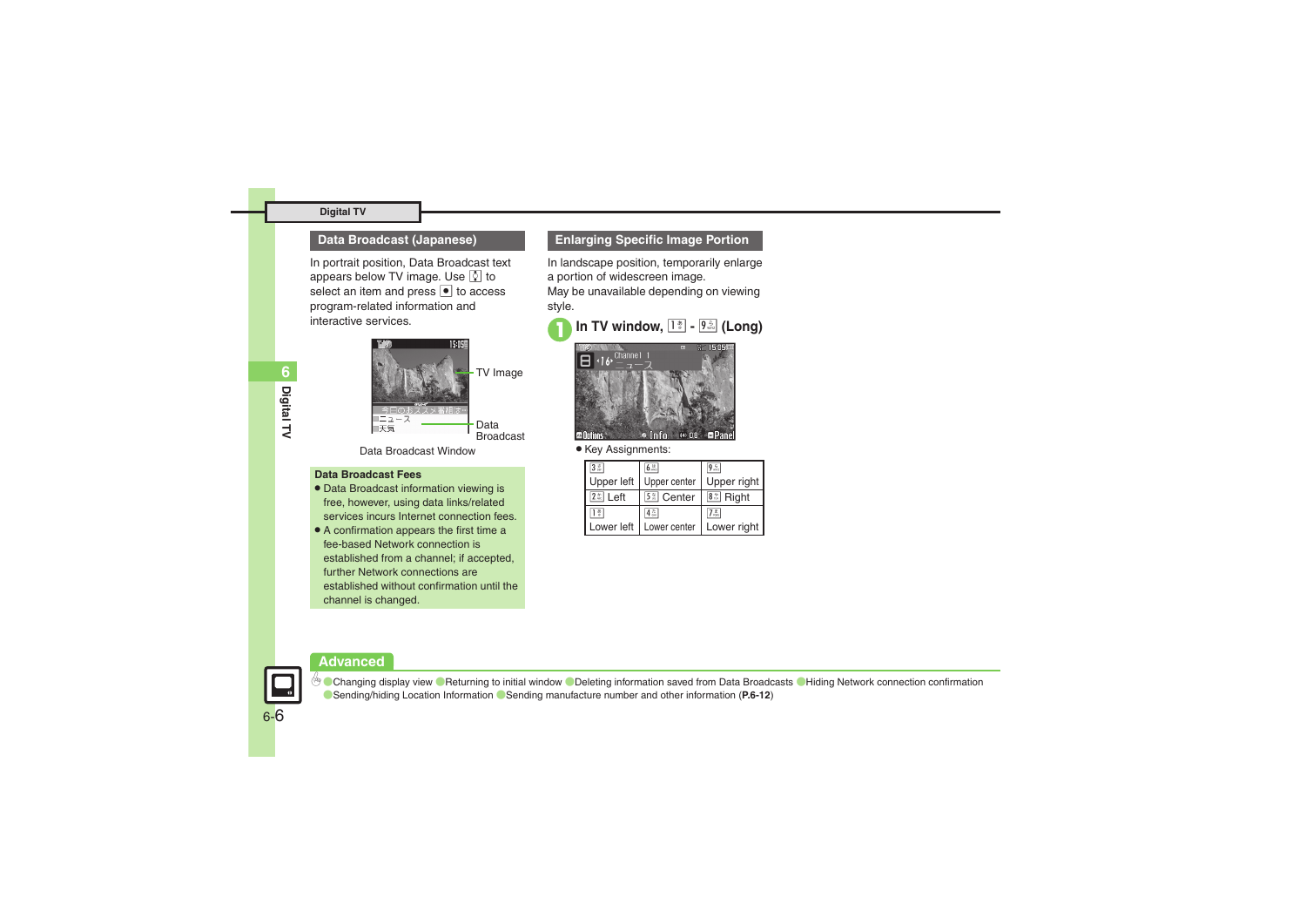## Data Broadcast (Japanese)

In portrait position, Data Broadcast text appears below TV image. Use [◆] to select an item and press [●] to access program-related information and interactive services.

TV Image

Data Broadcast

Data Broadcast Window

**Data Broadcast Fees**

- Data Broadcast information viewing is free, however, using data links/related services incurs Internet connection fees.
- A confirmation appears the first time a fee-based Network connection is established from a channel; if accepted, further Network connections are established without confirmation until the channel is changed.

## Enlarging Specific Image Portion

In landscape position, temporarily enlarge a portion of widescreen image.

May be unavailable depending on viewing style.

**1 In TV window, 1 - 9 (Long)**

- Key Assignments:

| 3 Upper left | 6 Upper center | 9 Upper right |
|---|---|---|
| 2 Left | 5 Center | 8 Right |
| 1 Lower left | 4 Lower center | 7 Lower right |

## Advanced

● Changing display view ● Returning to initial window ● Deleting information saved from Data Broadcasts ● Hiding Network connection confirmation ● Sending/hiding Location Information ● Sending manufacture number and other information (**P.6-12**)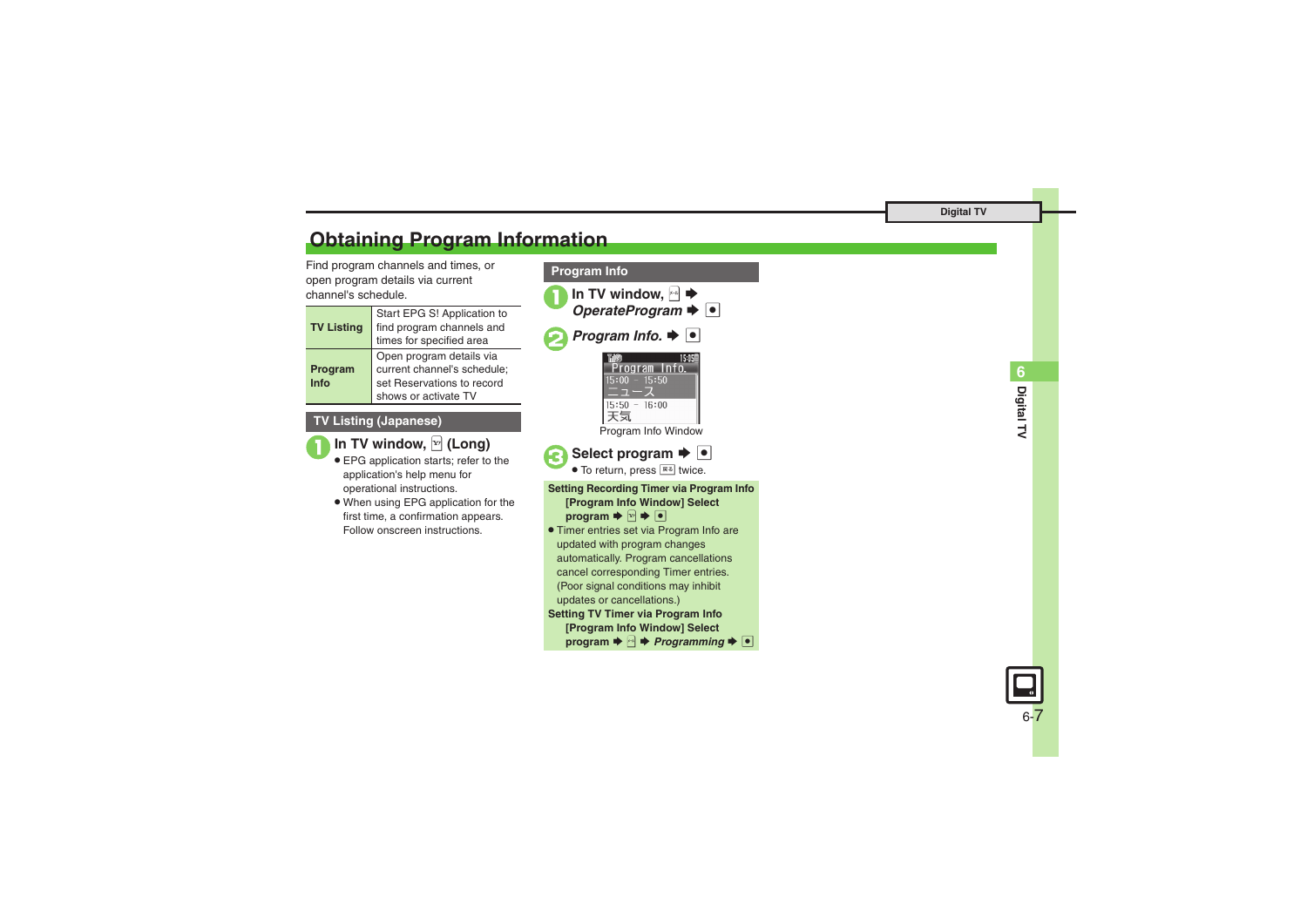# Obtaining Program Information

Find program channels and times, or open program details via current channel's schedule.

| | |
|---|---|
| **TV Listing** | Start EPG S! Application to find program channels and times for specified area |
| **Program Info** | Open program details via current channel's schedule; set Reservations to record shows or activate TV |

## TV Listing (Japanese)

**1 In TV window, (Long)**

- EPG application starts; refer to the application's help menu for operational instructions.
- When using EPG application for the first time, a confirmation appears. Follow onscreen instructions.

## Program Info

**1 In TV window, ➡ *OperateProgram* ➡ ●**

**2 *Program Info.* ➡ ●**

Program Info.
15:00 – 15:50
ニュース
15:50 – 16:00
天気

Program Info Window

**3 Select program ➡ ●**

- To return, press twice.

**Setting Recording Timer via Program Info**
**[Program Info Window] Select program ➡ ➡ ●**

- Timer entries set via Program Info are updated with program changes automatically. Program cancellations cancel corresponding Timer entries. (Poor signal conditions may inhibit updates or cancellations.)

**Setting TV Timer via Program Info**
**[Program Info Window] Select program ➡ ➡ *Programming* ➡ ●**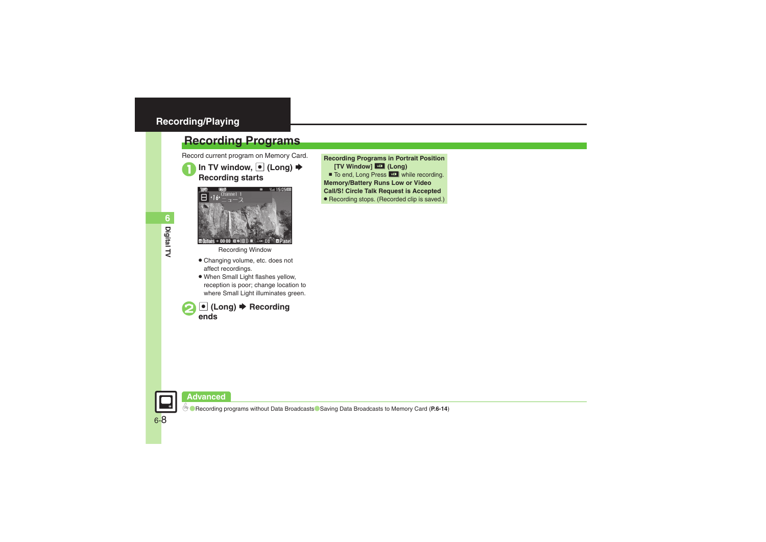## Recording/Playing

# Recording Programs

Record current program on Memory Card.

**1 In TV window, ● (Long) ➡ Recording starts**

Recording Window

- Changing volume, etc. does not affect recordings.
- When Small Light flashes yellow, reception is poor; change location to where Small Light illuminates green.

**2 ● (Long) ➡ Recording ends**

**Recording Programs in Portrait Position**

**[TV Window] (Long)**

■ To end, Long Press while recording.

**Memory/Battery Runs Low or Video Call/S! Circle Talk Request is Accepted**

- Recording stops. (Recorded clip is saved.)

**Advanced**

Recording programs without Data Broadcasts ● Saving Data Broadcasts to Memory Card (**P.6-14**)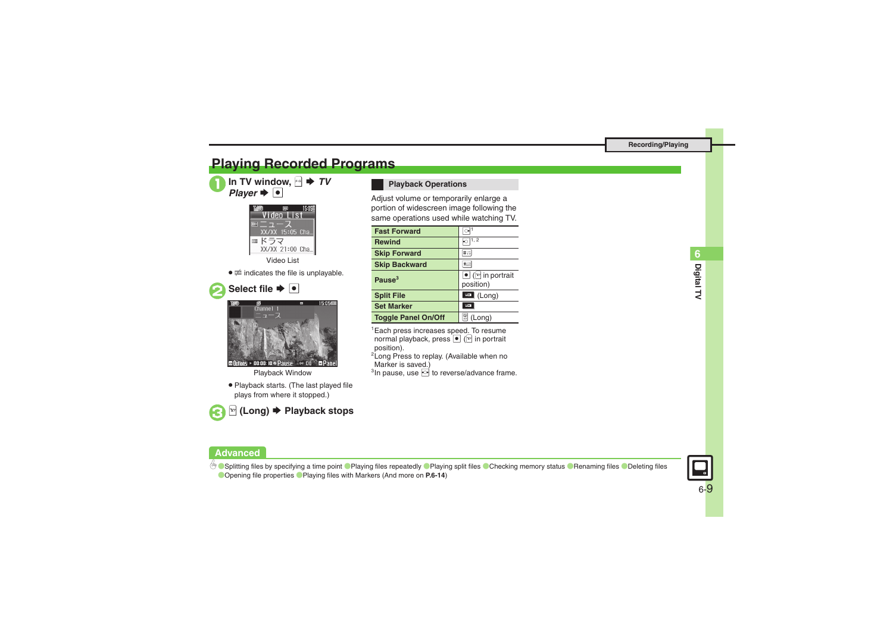## Playing Recorded Programs

**1** In TV window, ☐ ➡ *TV Player* ➡ ●

Video List

- ☐ indicates the file is unplayable.

**2** Select file ➡ ●

Playback Window

- Playback starts. (The last played file plays from where it stopped.)

**3** ☐ (Long) ➡ Playback stops

### Playback Operations

Adjust volume or temporarily enlarge a portion of widescreen image following the same operations used while watching TV.

| | |
|---|---|
| **Fast Forward** | ☐[1] |
| **Rewind** | ☐[1, 2] |
| **Skip Forward** | ☐ |
| **Skip Backward** | ☐ |
| **Pause**[3] | ● (☐ in portrait position) |
| **Split File** | ☐ (Long) |
| **Set Marker** | ☐ |
| **Toggle Panel On/Off** | ☐ (Long) |

[1] Each press increases speed. To resume normal playback, press ● (☐ in portrait position).
[2] Long Press to replay. (Available when no Marker is saved.)
[3] In pause, use ☐ to reverse/advance frame.

**Advanced**

Splitting files by specifying a time point · Playing files repeatedly · Playing split files · Checking memory status · Renaming files · Deleting files · Opening file properties · Playing files with Markers (And more on **P.6-14**)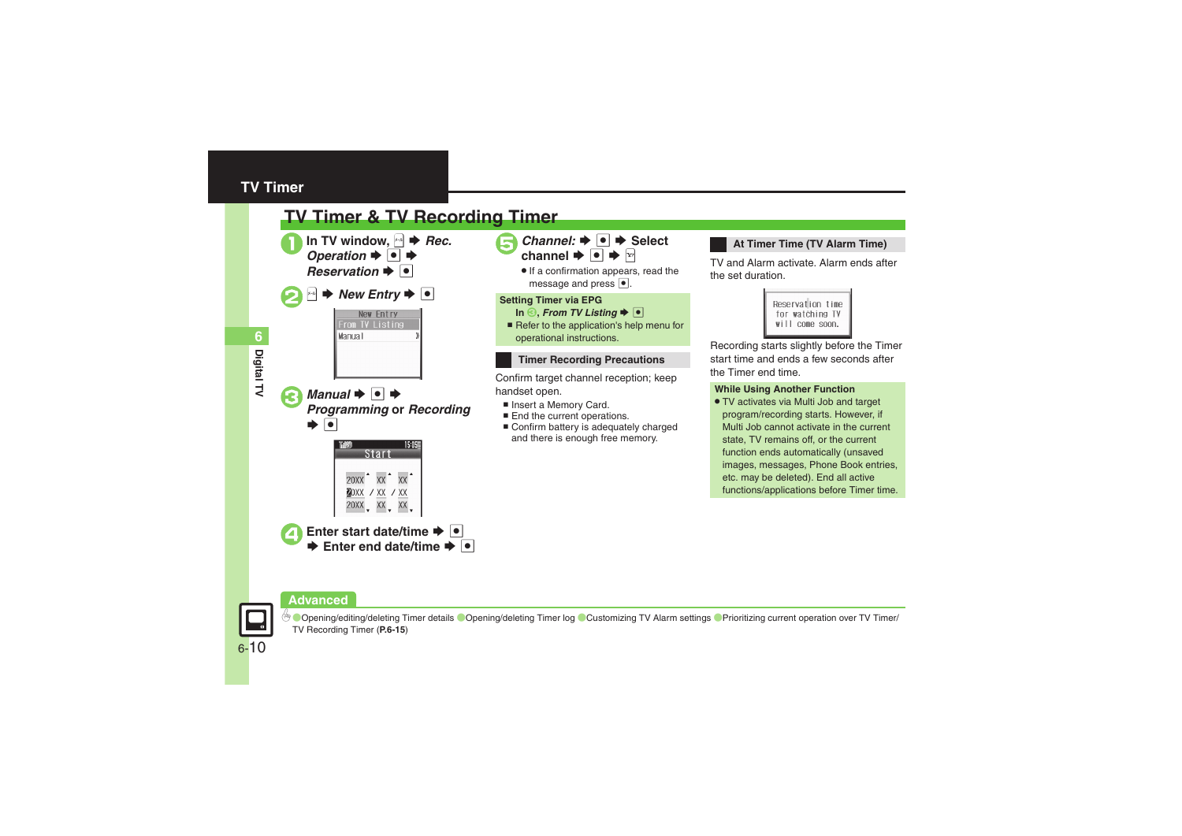## TV Timer

### TV Timer & TV Recording Timer

1. In TV window, ⊡ ➡ *Rec. Operation* ➡ ● ➡ *Reservation* ➡ ●

2. ⊡ ➡ *New Entry* ➡ ●

   New Entry
   From TV Listing
   Manual

3. *Manual* ➡ ● ➡ *Programming* or *Recording* ➡ ●

   Start
   20XX XX XX
   20XX / XX / XX
   20XX XX XX

4. Enter start date/time ➡ ● ➡ Enter end date/time ➡ ●

5. *Channel:* ➡ ● ➡ Select channel ➡ ● ➡ ⊡

   - If a confirmation appears, read the message and press ●.

**Setting Timer via EPG**

In 3, *From TV Listing* ➡ ●

- Refer to the application's help menu for operational instructions.

#### Timer Recording Precautions

Confirm target channel reception; keep handset open.

- Insert a Memory Card.
- End the current operations.
- Confirm battery is adequately charged and there is enough free memory.

#### At Timer Time (TV Alarm Time)

TV and Alarm activate. Alarm ends after the set duration.

Reservation time for watching TV will come soon.

Recording starts slightly before the Timer start time and ends a few seconds after the Timer end time.

**While Using Another Function**

- TV activates via Multi Job and target program/recording starts. However, if Multi Job cannot activate in the current state, TV remains off, or the current function ends automatically (unsaved images, messages, Phone Book entries, etc. may be deleted). End all active functions/applications before Timer time.

**Advanced**

Opening/editing/deleting Timer details ● Opening/deleting Timer log ● Customizing TV Alarm settings ● Prioritizing current operation over TV Timer/ TV Recording Timer (**P.6-15**)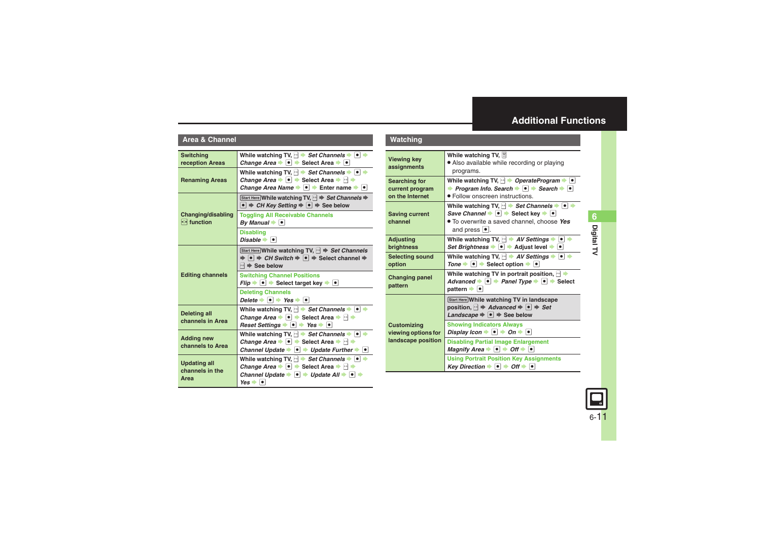## Additional Functions

### Area & Channel

| | |
|---|---|
| Switching reception Areas | While watching TV, ▫ ➔ *Set Channels* ➔ ● ➔ *Change Area* ➔ ● ➔ Select Area ➔ ● |
| Renaming Areas | While watching TV, ▫ ➔ *Set Channels* ➔ ● ➔ *Change Area* ➔ ● ➔ Select Area ➔ ▫ ➔ *Change Area Name* ➔ ● ➔ Enter name ➔ ● |
| Changing/disabling ▫ function | Start Here While watching TV, ▫ ➔ *Set Channels* ➔ ● ➔ *CH Key Setting* ➔ ● ➔ See below |
| | **Toggling All Receivable Channels** *By Manual* ➔ ● |
| | **Disabling** *Disable* ➔ ● |
| Editing channels | Start Here While watching TV, ▫ ➔ *Set Channels* ➔ ● ➔ *CH Switch* ➔ ● ➔ Select channel ➔ ▫ ➔ See below |
| | **Switching Channel Positions** *Flip* ➔ ● ➔ Select target key ➔ ● |
| | **Deleting Channels** *Delete* ➔ ● ➔ *Yes* ➔ ● |
| Deleting all channels in Area | While watching TV, ▫ ➔ *Set Channels* ➔ ● ➔ *Change Area* ➔ ● ➔ Select Area ➔ ▫ ➔ *Reset Settings* ➔ ● ➔ *Yes* ➔ ● |
| Adding new channels to Area | While watching TV, ▫ ➔ *Set Channels* ➔ ● ➔ *Change Area* ➔ ● ➔ Select Area ➔ ▫ ➔ *Channel Update* ➔ ● ➔ *Update Further* ➔ ● |
| Updating all channels in the Area | While watching TV, ▫ ➔ *Set Channels* ➔ ● ➔ *Change Area* ➔ ● ➔ Select Area ➔ ▫ ➔ *Channel Update* ➔ ● ➔ *Update All* ➔ ● ➔ *Yes* ➔ ● |

### Watching

| | |
|---|---|
| Viewing key assignments | While watching TV, ▫<br>● Also available while recording or playing programs. |
| Searching for current program on the Internet | While watching TV, ▫ ➔ *OperateProgram* ➔ ● ➔ *Program Info. Search* ➔ ● ➔ *Search* ➔ ●<br>● Follow onscreen instructions. |
| Saving current channel | While watching TV, ▫ ➔ *Set Channels* ➔ ● ➔ *Save Channel* ➔ ● ➔ Select key ➔ ●<br>● To overwrite a saved channel, choose *Yes* and press ●. |
| Adjusting brightness | While watching TV, ▫ ➔ *AV Settings* ➔ ● ➔ *Set Brightness* ➔ ● ➔ Adjust level ➔ ● |
| Selecting sound option | While watching TV, ▫ ➔ *AV Settings* ➔ ● ➔ *Tone* ➔ ● ➔ Select option ➔ ● |
| Changing panel pattern | While watching TV in portrait position, ▫ ➔ *Advanced* ➔ ● ➔ *Panel Type* ➔ ● ➔ Select pattern ➔ ● |
| Customizing viewing options for landscape position | Start Here While watching TV in landscape position, ▫ ➔ *Advanced* ➔ ● ➔ *Set Landscape* ➔ ● ➔ See below |
| | **Showing Indicators Always** *Display Icon* ➔ ● ➔ *On* ➔ ● |
| | **Disabling Partial Image Enlargement** *Magnify Area* ➔ ● ➔ *Off* ➔ ● |
| | **Using Portrait Position Key Assignments** *Key Direction* ➔ ● ➔ *Off* ➔ ● |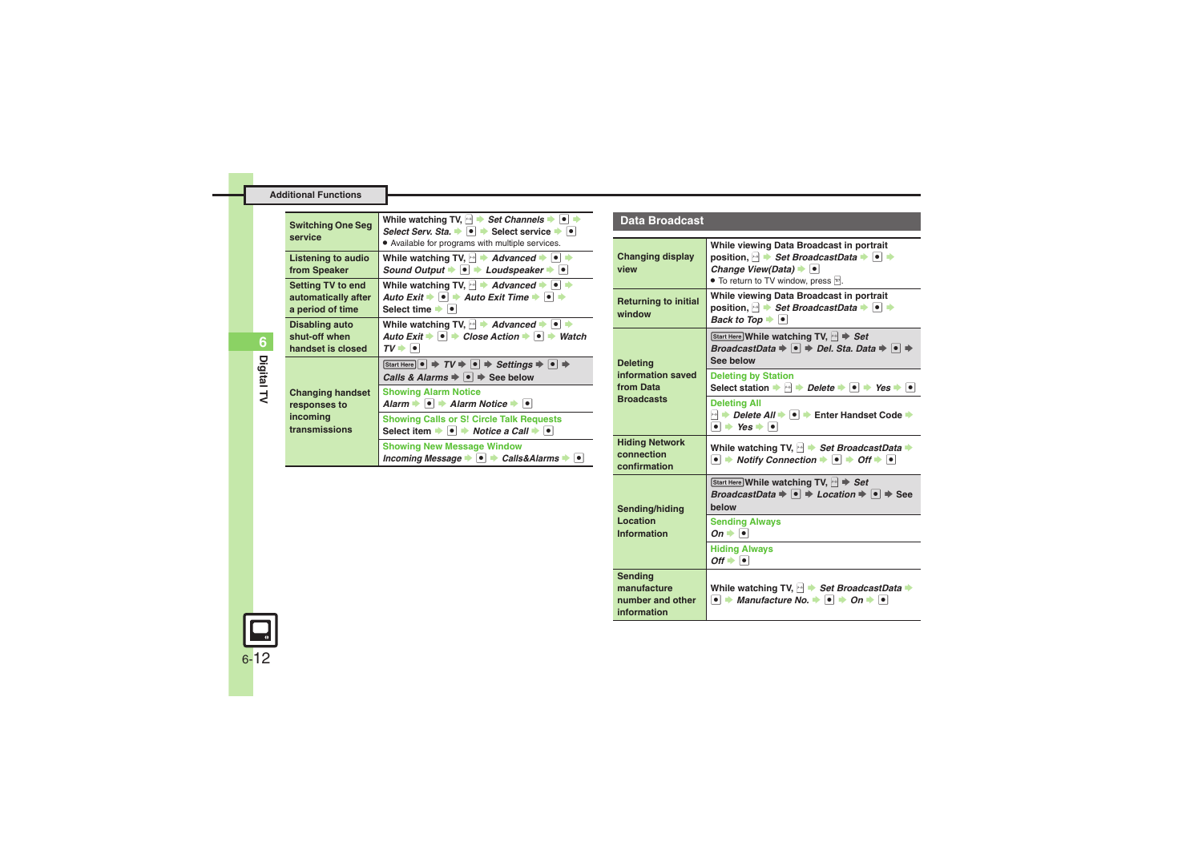## Additional Functions

| | |
|---|---|
| **Switching One Seg service** | While watching TV, [menu] ➡ *Set Channels* ➡ ● ➡ *Select Serv. Sta.* ➡ ● ➡ Select service ➡ ● <br>● Available for programs with multiple services. |
| **Listening to audio from Speaker** | While watching TV, [menu] ➡ *Advanced* ➡ ● ➡ *Sound Output* ➡ ● ➡ *Loudspeaker* ➡ ● |
| **Setting TV to end automatically after a period of time** | While watching TV, [menu] ➡ *Advanced* ➡ ● ➡ *Auto Exit* ➡ ● ➡ *Auto Exit Time* ➡ ● ➡ Select time ➡ ● |
| **Disabling auto shut-off when handset is closed** | While watching TV, [menu] ➡ *Advanced* ➡ ● ➡ *Auto Exit* ➡ ● ➡ *Close Action* ➡ ● ➡ *Watch TV* ➡ ● |
| **Changing handset responses to incoming transmissions** | Start Here ● ➡ *TV* ➡ ● ➡ *Settings* ➡ ● ➡ *Calls & Alarms* ➡ ● ➡ See below <br>**Showing Alarm Notice** <br>*Alarm* ➡ ● ➡ *Alarm Notice* ➡ ● <br>**Showing Calls or S! Circle Talk Requests** <br>Select item ➡ ● ➡ *Notice a Call* ➡ ● <br>**Showing New Message Window** <br>*Incoming Message* ➡ ● ➡ *Calls&Alarms* ➡ ● |

## Data Broadcast

| | |
|---|---|
| **Changing display view** | While viewing Data Broadcast in portrait position, [menu] ➡ *Set BroadcastData* ➡ ● ➡ *Change View(Data)* ➡ ● <br>● To return to TV window, press [TV]. |
| **Returning to initial window** | While viewing Data Broadcast in portrait position, [menu] ➡ *Set BroadcastData* ➡ ● ➡ *Back to Top* ➡ ● |
| **Deleting information saved from Data Broadcasts** | Start Here While watching TV, [menu] ➡ *Set BroadcastData* ➡ ● ➡ *Del. Sta. Data* ➡ ● ➡ See below <br>**Deleting by Station** <br>Select station ➡ [menu] ➡ *Delete* ➡ ● ➡ *Yes* ➡ ● <br>**Deleting All** <br>[menu] ➡ *Delete All* ➡ ● ➡ Enter Handset Code ➡ ● ➡ *Yes* ➡ ● |
| **Hiding Network connection confirmation** | While watching TV, [menu] ➡ *Set BroadcastData* ➡ ● ➡ *Notify Connection* ➡ ● ➡ *Off* ➡ ● |
| **Sending/hiding Location Information** | Start Here While watching TV, [menu] ➡ *Set BroadcastData* ➡ ● ➡ *Location* ➡ ● ➡ See below <br>**Sending Always** <br>*On* ➡ ● <br>**Hiding Always** <br>*Off* ➡ ● |
| **Sending manufacture number and other information** | While watching TV, [menu] ➡ *Set BroadcastData* ➡ ● ➡ *Manufacture No.* ➡ ● ➡ *On* ➡ ● |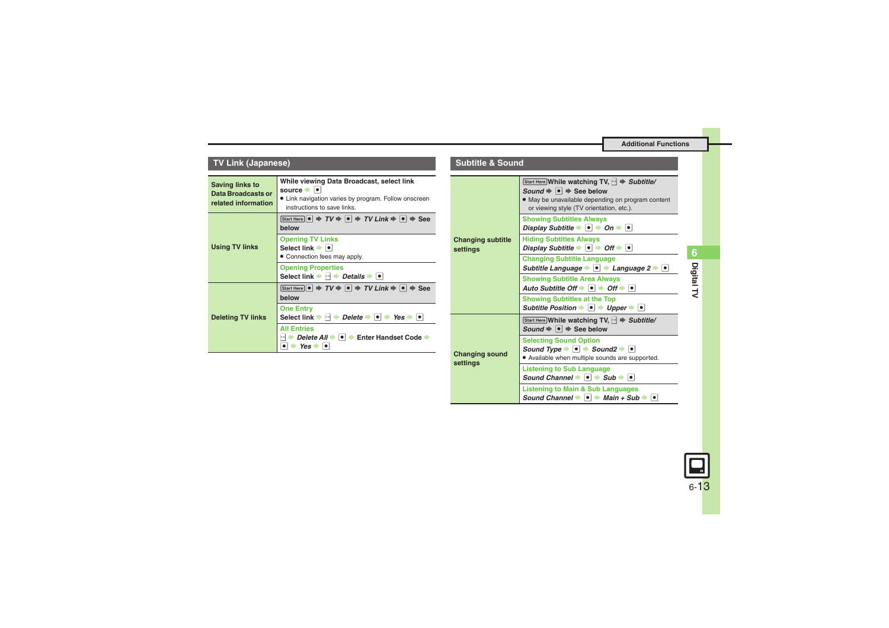## TV Link (Japanese)

| | |
|---|---|
| **Saving links to Data Broadcasts or related information** | While viewing Data Broadcast, select link source ➡ ● <br>● Link navigation varies by program. Follow onscreen instructions to save links. |
| **Using TV links** | Start Here ● ➡ *TV* ➡ ● ➡ *TV Link* ➡ ● ➡ See below |
| | **Opening TV Links** <br>Select link ➡ ● <br>● Connection fees may apply. |
| | **Opening Properties** <br>Select link ➡ ⊡ ➡ *Details* ➡ ● |
| **Deleting TV links** | Start Here ● ➡ *TV* ➡ ● ➡ *TV Link* ➡ ● ➡ See below |
| | **One Entry** <br>Select link ➡ ⊡ ➡ *Delete* ➡ ● ➡ *Yes* ➡ ● |
| | **All Entries** <br>⊡ ➡ *Delete All* ➡ ● ➡ Enter Handset Code ➡ ● ➡ *Yes* ➡ ● |

## Subtitle & Sound

| | |
|---|---|
| **Changing subtitle settings** | Start Here While watching TV, ⊡ ➡ *Subtitle/Sound* ➡ ● ➡ See below <br>● May be unavailable depending on program content or viewing style (TV orientation, etc.). |
| | **Showing Subtitles Always** <br>*Display Subtitle* ➡ ● ➡ *On* ➡ ● |
| | **Hiding Subtitles Always** <br>*Display Subtitle* ➡ ● ➡ *Off* ➡ ● |
| | **Changing Subtitle Language** <br>*Subtitle Language* ➡ ● ➡ *Language 2* ➡ ● |
| | **Showing Subtitle Area Always** <br>*Auto Subtitle Off* ➡ ● ➡ *Off* ➡ ● |
| | **Showing Subtitles at the Top** <br>*Subtitle Position* ➡ ● ➡ *Upper* ➡ ● |
| **Changing sound settings** | Start Here While watching TV, ⊡ ➡ *Subtitle/Sound* ➡ ● ➡ See below |
| | **Selecting Sound Option** <br>*Sound Type* ➡ ● ➡ *Sound2* ➡ ● <br>● Available when multiple sounds are supported. |
| | **Listening to Sub Language** <br>*Sound Channel* ➡ ● ➡ *Sub* ➡ ● |
| | **Listening to Main & Sub Languages** <br>*Sound Channel* ➡ ● ➡ *Main + Sub* ➡ ● |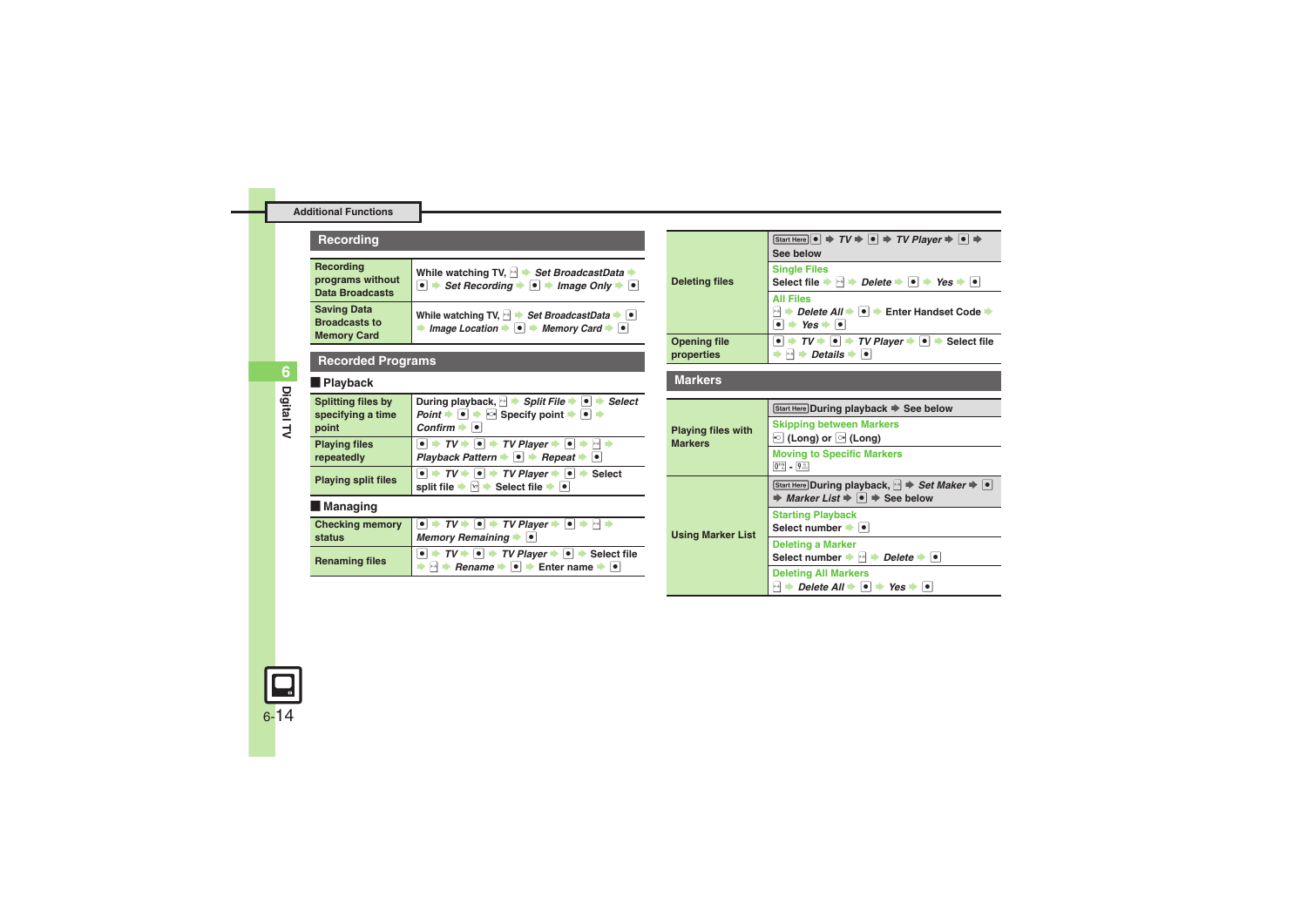## Additional Functions

## Recording

| | |
|---|---|
| Recording programs without Data Broadcasts | While watching TV, ✉ ➡ *Set BroadcastData* ➡ ● ➡ *Set Recording* ➡ ● ➡ *Image Only* ➡ ● |
| Saving Data Broadcasts to Memory Card | While watching TV, ✉ ➡ *Set BroadcastData* ➡ ● ➡ *Image Location* ➡ ● ➡ *Memory Card* ➡ ● |

## Recorded Programs

### Playback

| | |
|---|---|
| Splitting files by specifying a time point | During playback, ✉ ➡ *Split File* ➡ ● ➡ *Select Point* ➡ ● ➡ ◈ Specify point ➡ ● ➡ *Confirm* ➡ ● |
| Playing files repeatedly | ● ➡ *TV* ➡ ● ➡ *TV Player* ➡ ● ➡ ✉ ➡ *Playback Pattern* ➡ ● ➡ *Repeat* ➡ ● |
| Playing split files | ● ➡ *TV* ➡ ● ➡ *TV Player* ➡ ● ➡ Select split file ➡ ✉ ➡ Select file ➡ ● |

### Managing

| | |
|---|---|
| Checking memory status | ● ➡ *TV* ➡ ● ➡ *TV Player* ➡ ● ➡ ✉ ➡ *Memory Remaining* ➡ ● |
| Renaming files | ● ➡ *TV* ➡ ● ➡ *TV Player* ➡ ● ➡ Select file ➡ ✉ ➡ *Rename* ➡ ● ➡ Enter name ➡ ● |
| Deleting files | Start Here ● ➡ *TV* ➡ ● ➡ *TV Player* ➡ ● ➡ See below<br>**Single Files**<br>Select file ➡ ✉ ➡ *Delete* ➡ ● ➡ *Yes* ➡ ●<br>**All Files**<br>✉ ➡ *Delete All* ➡ ● ➡ Enter Handset Code ➡ ● ➡ *Yes* ➡ ● |
| Opening file properties | ● ➡ *TV* ➡ ● ➡ *TV Player* ➡ ● ➡ Select file ➡ ✉ ➡ *Details* ➡ ● |

## Markers

| | |
|---|---|
| Playing files with Markers | Start Here During playback ➡ See below<br>**Skipping between Markers**<br>◁ (Long) or ▷ (Long)<br>**Moving to Specific Markers**<br>0 - 9 |
| Using Marker List | Start Here During playback, ✉ ➡ *Set Marker* ➡ ● ➡ *Marker List* ➡ ● ➡ See below<br>**Starting Playback**<br>Select number ➡ ●<br>**Deleting a Marker**<br>Select number ➡ ✉ ➡ *Delete* ➡ ●<br>**Deleting All Markers**<br>✉ ➡ *Delete All* ➡ ● ➡ *Yes* ➡ ● |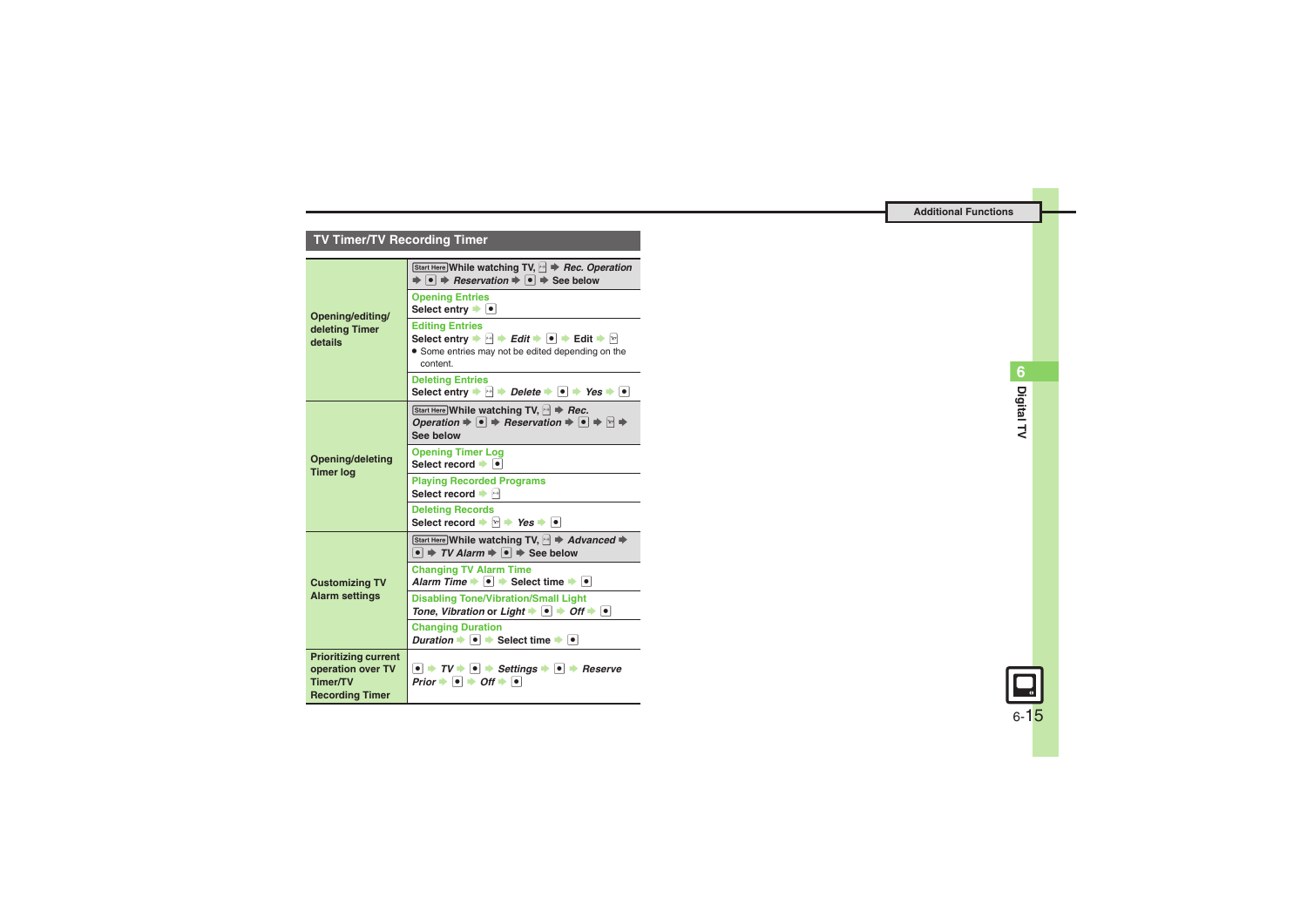## TV Timer/TV Recording Timer

| | |
|---|---|
| Opening/editing/deleting Timer details | Start Here While watching TV, ✉ ➡ *Rec. Operation* ➡ ● ➡ *Reservation* ➡ ● ➡ See below |
| | **Opening Entries**<br>Select entry ➡ ● |
| | **Editing Entries**<br>Select entry ➡ ✉ ➡ *Edit* ➡ ● ➡ Edit ➡ ✉<br>● Some entries may not be edited depending on the content. |
| | **Deleting Entries**<br>Select entry ➡ ✉ ➡ *Delete* ➡ ● ➡ *Yes* ➡ ● |
| Opening/deleting Timer log | Start Here While watching TV, ✉ ➡ *Rec. Operation* ➡ ● ➡ *Reservation* ➡ ● ➡ ✉ ➡ See below |
| | **Opening Timer Log**<br>Select record ➡ ● |
| | **Playing Recorded Programs**<br>Select record ➡ ✉ |
| | **Deleting Records**<br>Select record ➡ ✉ ➡ *Yes* ➡ ● |
| Customizing TV Alarm settings | Start Here While watching TV, ✉ ➡ *Advanced* ➡ ● ➡ *TV Alarm* ➡ ● ➡ See below |
| | **Changing TV Alarm Time**<br>*Alarm Time* ➡ ● ➡ Select time ➡ ● |
| | **Disabling Tone/Vibration/Small Light**<br>*Tone*, *Vibration* or *Light* ➡ ● ➡ *Off* ➡ ● |
| | **Changing Duration**<br>*Duration* ➡ ● ➡ Select time ➡ ● |
| Prioritizing current operation over TV Timer/TV Recording Timer | ● ➡ *TV* ➡ ● ➡ *Settings* ➡ ● ➡ *Reserve Prior* ➡ ● ➡ *Off* ➡ ● |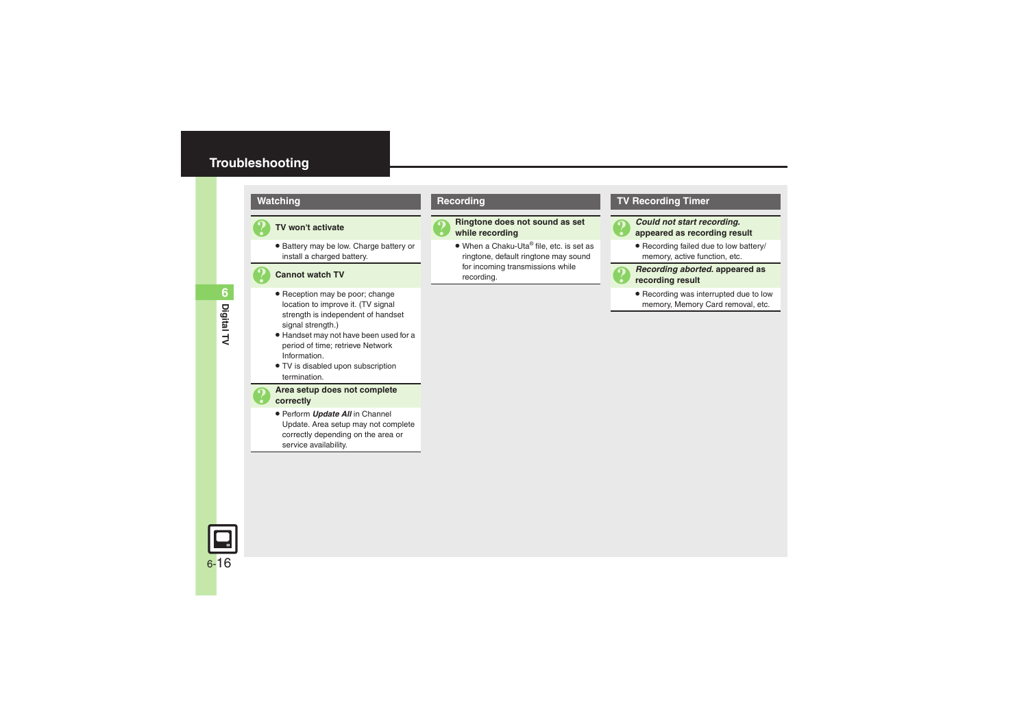# Troubleshooting

## Watching

**TV won't activate**

- Battery may be low. Charge battery or install a charged battery.

**Cannot watch TV**

- Reception may be poor; change location to improve it. (TV signal strength is independent of handset signal strength.)
- Handset may not have been used for a period of time; retrieve Network Information.
- TV is disabled upon subscription termination.

**Area setup does not complete correctly**

- Perform ***Update All*** in Channel Update. Area setup may not complete correctly depending on the area or service availability.

## Recording

**Ringtone does not sound as set while recording**

- When a Chaku-Uta® file, etc. is set as ringtone, default ringtone may sound for incoming transmissions while recording.

## TV Recording Timer

***Could not start recording.*** **appeared as recording result**

- Recording failed due to low battery/ memory, active function, etc.

***Recording aborted.*** **appeared as recording result**

- Recording was interrupted due to low memory, Memory Card removal, etc.